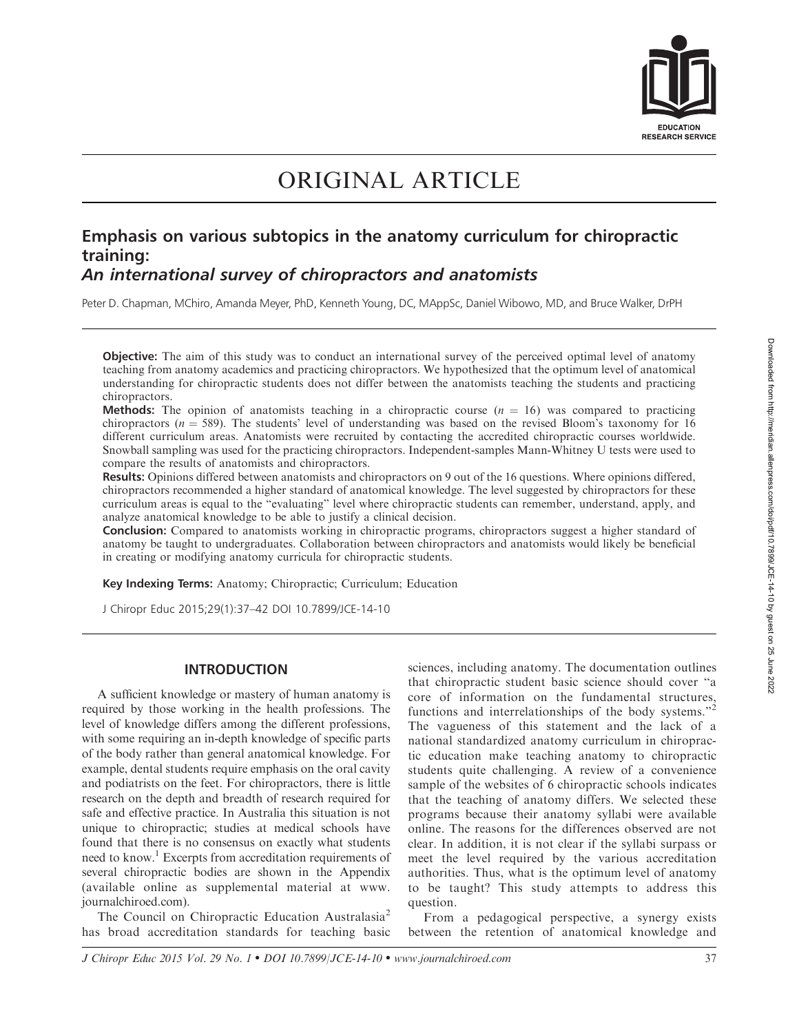# ORIGINAL ARTICLE

## Emphasis on various subtopics in the anatomy curriculum for chiropractic training:

### *An international survey of chiropractors and anatomists*

Peter D. Chapman, MChiro, Amanda Meyer, PhD, Kenneth Young, DC, MAppSc, Daniel Wibowo, MD, and Bruce Walker, DrPH

**Objective:** The aim of this study was to conduct an international survey of the perceived optimal level of anatomy teaching from anatomy academics and practicing chiropractors. We hypothesized that the optimum level of anatomical understanding for chiropractic students does not differ between the anatomists teaching the students and practicing chiropractors.

**Methods:** The opinion of anatomists teaching in a chiropractic course ($n = 16$) was compared to practicing chiropractors ($n = 589$). The students' level of understanding was based on the revised Bloom's taxonomy for 16 different curriculum areas. Anatomists were recruited by contacting the accredited chiropractic courses worldwide. Snowball sampling was used for the practicing chiropractors. Independent-samples Mann-Whitney U tests were used to compare the results of anatomists and chiropractors.

**Results:** Opinions differed between anatomists and chiropractors on 9 out of the 16 questions. Where opinions differed, chiropractors recommended a higher standard of anatomical knowledge. The level suggested by chiropractors for these curriculum areas is equal to the "evaluating" level where chiropractic students can remember, understand, apply, and analyze anatomical knowledge to be able to justify a clinical decision.

**Conclusion:** Compared to anatomists working in chiropractic programs, chiropractors suggest a higher standard of anatomy be taught to undergraduates. Collaboration between chiropractors and anatomists would likely be beneficial in creating or modifying anatomy curricula for chiropractic students.

**Key Indexing Terms:** Anatomy; Chiropractic; Curriculum; Education

J Chiropr Educ 2015;29(1):37–42 DOI 10.7899/JCE-14-10

## INTRODUCTION

A sufficient knowledge or mastery of human anatomy is required by those working in the health professions. The level of knowledge differs among the different professions, with some requiring an in-depth knowledge of specific parts of the body rather than general anatomical knowledge. For example, dental students require emphasis on the oral cavity and podiatrists on the feet. For chiropractors, there is little research on the depth and breadth of research required for safe and effective practice. In Australia this situation is not unique to chiropractic; studies at medical schools have found that there is no consensus on exactly what students need to know.[1] Excerpts from accreditation requirements of several chiropractic bodies are shown in the Appendix (available online as supplemental material at www.journalchiroed.com).

The Council on Chiropractic Education Australasia[2] has broad accreditation standards for teaching basic sciences, including anatomy. The documentation outlines that chiropractic student basic science should cover "a core of information on the fundamental structures, functions and interrelationships of the body systems."[2] The vagueness of this statement and the lack of a national standardized anatomy curriculum in chiropractic education make teaching anatomy to chiropractic students quite challenging. A review of a convenience sample of the websites of 6 chiropractic schools indicates that the teaching of anatomy differs. We selected these programs because their anatomy syllabi were available online. The reasons for the differences observed are not clear. In addition, it is not clear if the syllabi surpass or meet the level required by the various accreditation authorities. Thus, what is the optimum level of anatomy to be taught? This study attempts to address this question.

From a pedagogical perspective, a synergy exists between the retention of anatomical knowledge and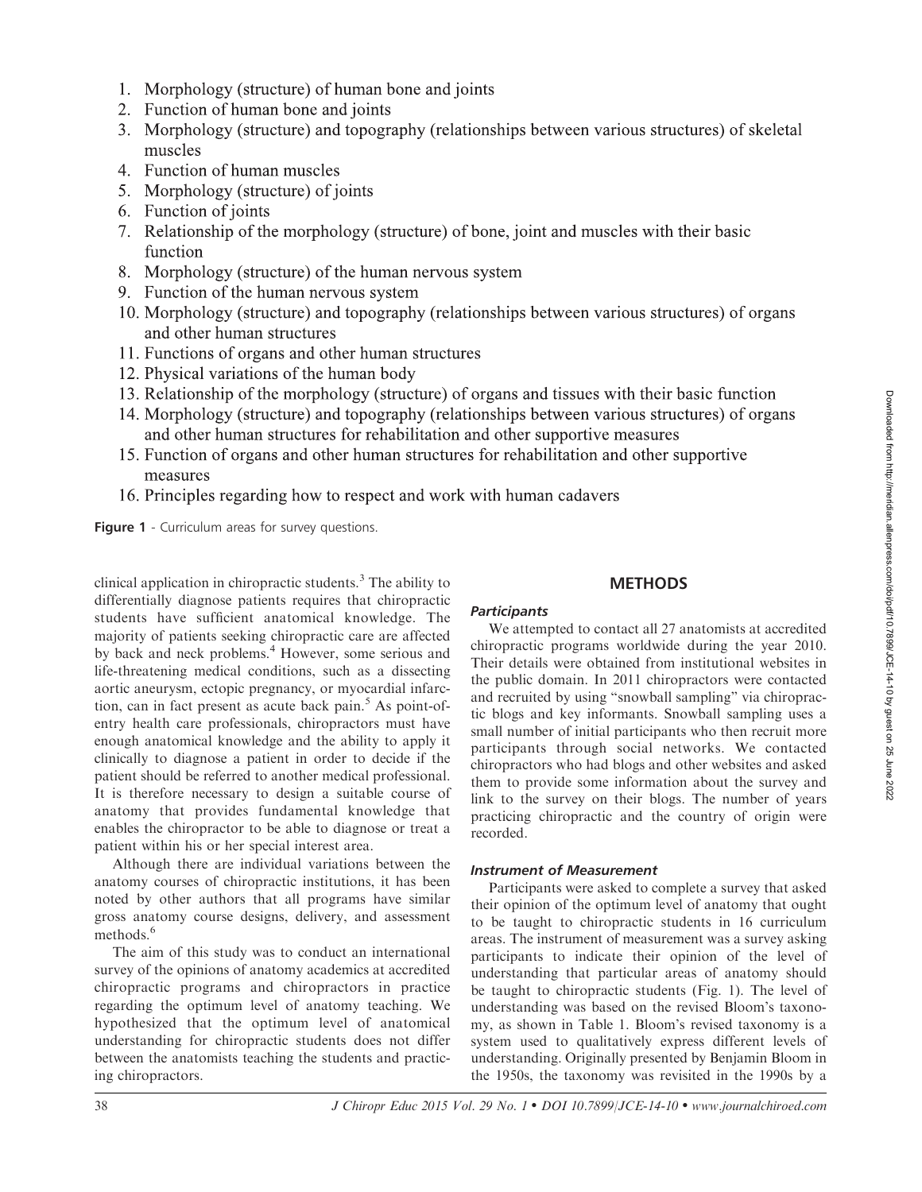1. Morphology (structure) of human bone and joints
2. Function of human bone and joints
3. Morphology (structure) and topography (relationships between various structures) of skeletal muscles
4. Function of human muscles
5. Morphology (structure) of joints
6. Function of joints
7. Relationship of the morphology (structure) of bone, joint and muscles with their basic function
8. Morphology (structure) of the human nervous system
9. Function of the human nervous system
10. Morphology (structure) and topography (relationships between various structures) of organs and other human structures
11. Functions of organs and other human structures
12. Physical variations of the human body
13. Relationship of the morphology (structure) of organs and tissues with their basic function
14. Morphology (structure) and topography (relationships between various structures) of organs and other human structures for rehabilitation and other supportive measures
15. Function of organs and other human structures for rehabilitation and other supportive measures
16. Principles regarding how to respect and work with human cadavers

**Figure 1** - Curriculum areas for survey questions.

clinical application in chiropractic students.[3] The ability to differentially diagnose patients requires that chiropractic students have sufficient anatomical knowledge. The majority of patients seeking chiropractic care are affected by back and neck problems.[4] However, some serious and life-threatening medical conditions, such as a dissecting aortic aneurysm, ectopic pregnancy, or myocardial infarction, can in fact present as acute back pain.[5] As point-of-entry health care professionals, chiropractors must have enough anatomical knowledge and the ability to apply it clinically to diagnose a patient in order to decide if the patient should be referred to another medical professional. It is therefore necessary to design a suitable course of anatomy that provides fundamental knowledge that enables the chiropractor to be able to diagnose or treat a patient within his or her special interest area.

Although there are individual variations between the anatomy courses of chiropractic institutions, it has been noted by other authors that all programs have similar gross anatomy course designs, delivery, and assessment methods.[6]

The aim of this study was to conduct an international survey of the opinions of anatomy academics at accredited chiropractic programs and chiropractors in practice regarding the optimum level of anatomy teaching. We hypothesized that the optimum level of anatomical understanding for chiropractic students does not differ between the anatomists teaching the students and practicing chiropractors.

## METHODS

### *Participants*

We attempted to contact all 27 anatomists at accredited chiropractic programs worldwide during the year 2010. Their details were obtained from institutional websites in the public domain. In 2011 chiropractors were contacted and recruited by using "snowball sampling" via chiropractic blogs and key informants. Snowball sampling uses a small number of initial participants who then recruit more participants through social networks. We contacted chiropractors who had blogs and other websites and asked them to provide some information about the survey and link to the survey on their blogs. The number of years practicing chiropractic and the country of origin were recorded.

### *Instrument of Measurement*

Participants were asked to complete a survey that asked their opinion of the optimum level of anatomy that ought to be taught to chiropractic students in 16 curriculum areas. The instrument of measurement was a survey asking participants to indicate their opinion of the level of understanding that particular areas of anatomy should be taught to chiropractic students (Fig. 1). The level of understanding was based on the revised Bloom's taxonomy, as shown in Table 1. Bloom's revised taxonomy is a system used to qualitatively express different levels of understanding. Originally presented by Benjamin Bloom in the 1950s, the taxonomy was revisited in the 1990s by a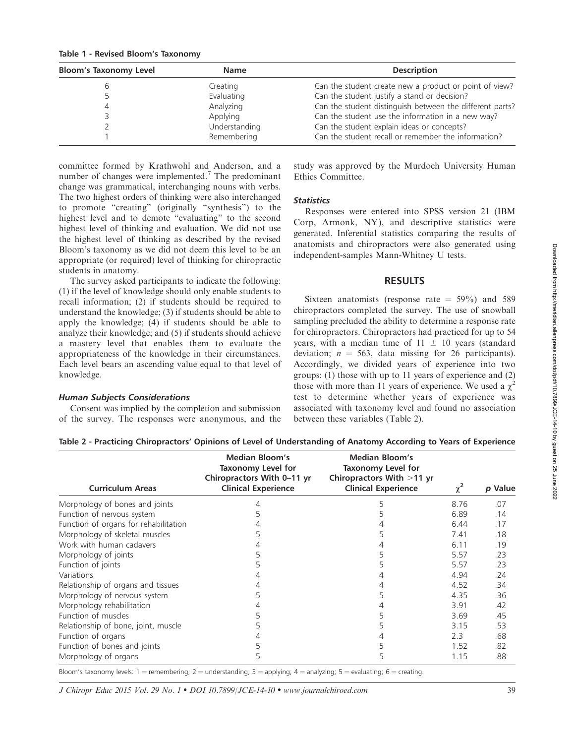**Table 1 - Revised Bloom's Taxonomy**

| Bloom's Taxonomy Level | Name | Description |
|---|---|---|
| 6 | Creating | Can the student create new a product or point of view? |
| 5 | Evaluating | Can the student justify a stand or decision? |
| 4 | Analyzing | Can the student distinguish between the different parts? |
| 3 | Applying | Can the student use the information in a new way? |
| 2 | Understanding | Can the student explain ideas or concepts? |
| 1 | Remembering | Can the student recall or remember the information? |

committee formed by Krathwohl and Anderson, and a number of changes were implemented.[7] The predominant change was grammatical, interchanging nouns with verbs. The two highest orders of thinking were also interchanged to promote "creating" (originally "synthesis") to the highest level and to demote "evaluating" to the second highest level of thinking and evaluation. We did not use the highest level of thinking as described by the revised Bloom's taxonomy as we did not deem this level to be an appropriate (or required) level of thinking for chiropractic students in anatomy.

The survey asked participants to indicate the following: (1) if the level of knowledge should only enable students to recall information; (2) if students should be required to understand the knowledge; (3) if students should be able to apply the knowledge; (4) if students should be able to analyze their knowledge; and (5) if students should achieve a mastery level that enables them to evaluate the appropriateness of the knowledge in their circumstances. Each level bears an ascending value equal to that level of knowledge.

### *Human Subjects Considerations*

Consent was implied by the completion and submission of the survey. The responses were anonymous, and the study was approved by the Murdoch University Human Ethics Committee.

### *Statistics*

Responses were entered into SPSS version 21 (IBM Corp, Armonk, NY), and descriptive statistics were generated. Inferential statistics comparing the results of anatomists and chiropractors were also generated using independent-samples Mann-Whitney U tests.

## RESULTS

Sixteen anatomists (response rate = 59%) and 589 chiropractors completed the survey. The use of snowball sampling precluded the ability to determine a response rate for chiropractors. Chiropractors had practiced for up to 54 years, with a median time of 11 ± 10 years (standard deviation; $n$ = 563, data missing for 26 participants). Accordingly, we divided years of experience into two groups: (1) those with up to 11 years of experience and (2) those with more than 11 years of experience. We used a $\chi^2$ test to determine whether years of experience was associated with taxonomy level and found no association between these variables (Table 2).

**Table 2 - Practicing Chiropractors' Opinions of Level of Understanding of Anatomy According to Years of Experience**

| Curriculum Areas | Median Bloom's Taxonomy Level for Chiropractors With 0–11 yr Clinical Experience | Median Bloom's Taxonomy Level for Chiropractors With >11 yr Clinical Experience | $\chi^2$ | $p$ Value |
|---|---|---|---|---|
| Morphology of bones and joints | 4 | 5 | 8.76 | .07 |
| Function of nervous system | 5 | 5 | 6.89 | .14 |
| Function of organs for rehabilitation | 4 | 4 | 6.44 | .17 |
| Morphology of skeletal muscles | 5 | 5 | 7.41 | .18 |
| Work with human cadavers | 4 | 4 | 6.11 | .19 |
| Morphology of joints | 5 | 5 | 5.57 | .23 |
| Function of joints | 5 | 5 | 5.57 | .23 |
| Variations | 4 | 4 | 4.94 | .24 |
| Relationship of organs and tissues | 4 | 4 | 4.52 | .34 |
| Morphology of nervous system | 5 | 5 | 4.35 | .36 |
| Morphology rehabilitation | 4 | 4 | 3.91 | .42 |
| Function of muscles | 5 | 5 | 3.69 | .45 |
| Relationship of bone, joint, muscle | 5 | 5 | 3.15 | .53 |
| Function of organs | 4 | 4 | 2.3 | .68 |
| Function of bones and joints | 5 | 5 | 1.52 | .82 |
| Morphology of organs | 5 | 5 | 1.15 | .88 |

Bloom's taxonomy levels: 1 = remembering; 2 = understanding; 3 = applying; 4 = analyzing; 5 = evaluating; 6 = creating.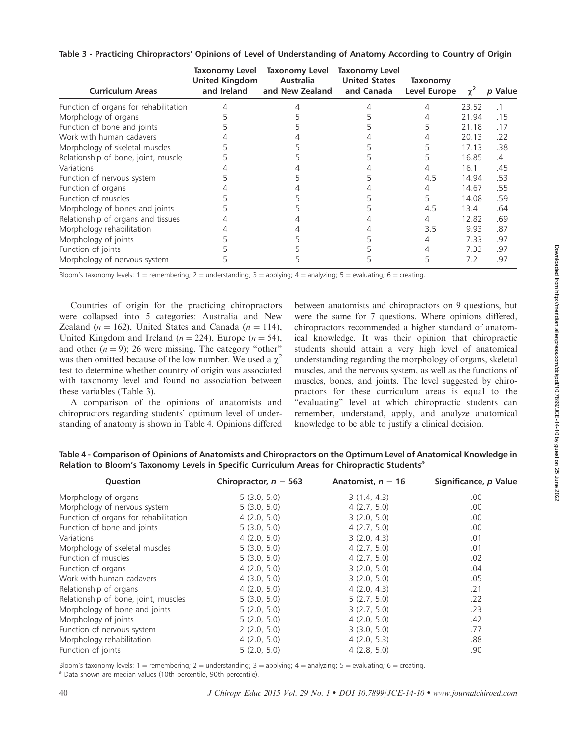**Table 3 - Practicing Chiropractors' Opinions of Level of Understanding of Anatomy According to Country of Origin**

| Curriculum Areas | Taxonomy Level United Kingdom and Ireland | Taxonomy Level Australia and New Zealand | Taxonomy Level United States and Canada | Taxonomy Level Europe | $\chi^2$ | p Value |
|---|---|---|---|---|---|---|
| Function of organs for rehabilitation | 4 | 4 | 4 | 4 | 23.52 | .1 |
| Morphology of organs | 5 | 5 | 5 | 4 | 21.94 | .15 |
| Function of bone and joints | 5 | 5 | 5 | 5 | 21.18 | .17 |
| Work with human cadavers | 4 | 4 | 4 | 4 | 20.13 | .22 |
| Morphology of skeletal muscles | 5 | 5 | 5 | 5 | 17.13 | .38 |
| Relationship of bone, joint, muscle | 5 | 5 | 5 | 5 | 16.85 | .4 |
| Variations | 4 | 4 | 4 | 4 | 16.1 | .45 |
| Function of nervous system | 5 | 5 | 5 | 4.5 | 14.94 | .53 |
| Function of organs | 4 | 4 | 4 | 4 | 14.67 | .55 |
| Function of muscles | 5 | 5 | 5 | 5 | 14.08 | .59 |
| Morphology of bones and joints | 5 | 5 | 5 | 4.5 | 13.4 | .64 |
| Relationship of organs and tissues | 4 | 4 | 4 | 4 | 12.82 | .69 |
| Morphology rehabilitation | 4 | 4 | 4 | 3.5 | 9.93 | .87 |
| Morphology of joints | 5 | 5 | 5 | 4 | 7.33 | .97 |
| Function of joints | 5 | 5 | 5 | 4 | 7.33 | .97 |
| Morphology of nervous system | 5 | 5 | 5 | 5 | 7.2 | .97 |

Bloom's taxonomy levels: 1 = remembering; 2 = understanding; 3 = applying; 4 = analyzing; 5 = evaluating; 6 = creating.

Countries of origin for the practicing chiropractors were collapsed into 5 categories: Australia and New Zealand ($n = 162$), United States and Canada ($n = 114$), United Kingdom and Ireland ($n = 224$), Europe ($n = 54$), and other ($n = 9$); 26 were missing. The category "other" was then omitted because of the low number. We used a $\chi^2$ test to determine whether country of origin was associated with taxonomy level and found no association between these variables (Table 3).

A comparison of the opinions of anatomists and chiropractors regarding students' optimum level of understanding of anatomy is shown in Table 4. Opinions differed between anatomists and chiropractors on 9 questions, but were the same for 7 questions. Where opinions differed, chiropractors recommended a higher standard of anatomical knowledge. It was their opinion that chiropractic students should attain a very high level of anatomical understanding regarding the morphology of organs, skeletal muscles, and the nervous system, as well as the functions of muscles, bones, and joints. The level suggested by chiropractors for these curriculum areas is equal to the "evaluating" level at which chiropractic students can remember, understand, apply, and analyze anatomical knowledge to be able to justify a clinical decision.

**Table 4 - Comparison of Opinions of Anatomists and Chiropractors on the Optimum Level of Anatomical Knowledge in Relation to Bloom's Taxonomy Levels in Specific Curriculum Areas for Chiropractic Students[a]**

| Question | Chiropractor, $n = 563$ | Anatomist, $n = 16$ | Significance, p Value |
|---|---|---|---|
| Morphology of organs | 5 (3.0, 5.0) | 3 (1.4, 4.3) | .00 |
| Morphology of nervous system | 5 (3.0, 5.0) | 4 (2.7, 5.0) | .00 |
| Function of organs for rehabilitation | 4 (2.0, 5.0) | 3 (2.0, 5.0) | .00 |
| Function of bone and joints | 5 (3.0, 5.0) | 4 (2.7, 5.0) | .00 |
| Variations | 4 (2.0, 5.0) | 3 (2.0, 4.3) | .01 |
| Morphology of skeletal muscles | 5 (3.0, 5.0) | 4 (2.7, 5.0) | .01 |
| Function of muscles | 5 (3.0, 5.0) | 4 (2.7, 5.0) | .02 |
| Function of organs | 4 (2.0, 5.0) | 3 (2.0, 5.0) | .04 |
| Work with human cadavers | 4 (3.0, 5.0) | 3 (2.0, 5.0) | .05 |
| Relationship of organs | 4 (2.0, 5.0) | 4 (2.0, 4.3) | .21 |
| Relationship of bone, joint, muscles | 5 (3.0, 5.0) | 5 (2.7, 5.0) | .22 |
| Morphology of bone and joints | 5 (2.0, 5.0) | 3 (2.7, 5.0) | .23 |
| Morphology of joints | 5 (2.0, 5.0) | 4 (2.0, 5.0) | .42 |
| Function of nervous system | 2 (2.0, 5.0) | 3 (3.0, 5.0) | .77 |
| Morphology rehabilitation | 4 (2.0, 5.0) | 4 (2.0, 5.3) | .88 |
| Function of joints | 5 (2.0, 5.0) | 4 (2.8, 5.0) | .90 |

Bloom's taxonomy levels: 1 = remembering; 2 = understanding; 3 = applying; 4 = analyzing; 5 = evaluating; 6 = creating.
[a] Data shown are median values (10th percentile, 90th percentile).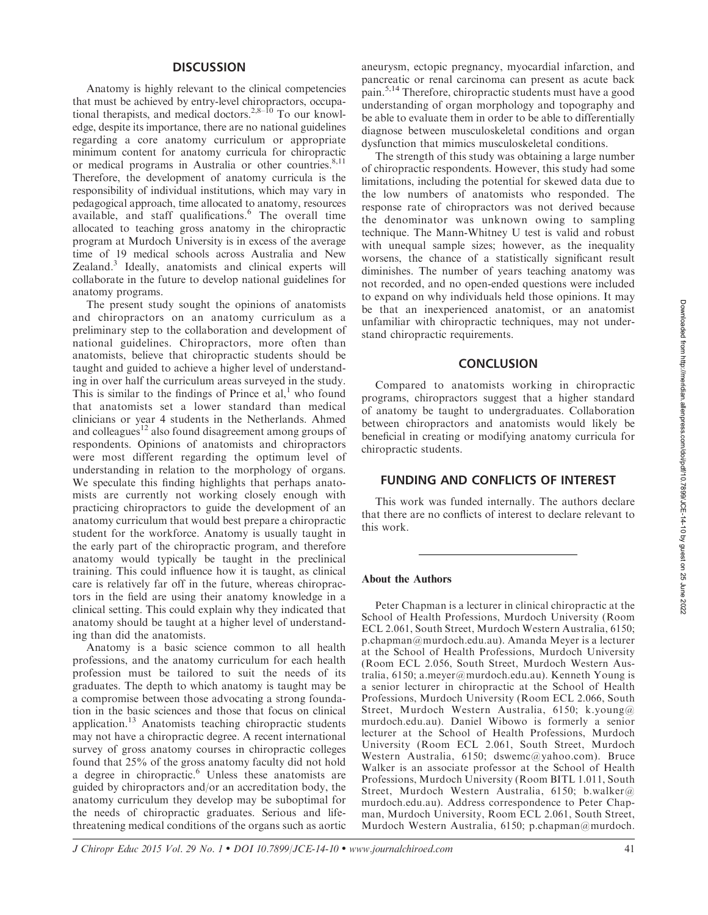## DISCUSSION

Anatomy is highly relevant to the clinical competencies that must be achieved by entry-level chiropractors, occupational therapists, and medical doctors.[2,8–10] To our knowledge, despite its importance, there are no national guidelines regarding a core anatomy curriculum or appropriate minimum content for anatomy curricula for chiropractic or medical programs in Australia or other countries.[8,11] Therefore, the development of anatomy curricula is the responsibility of individual institutions, which may vary in pedagogical approach, time allocated to anatomy, resources available, and staff qualifications.[6] The overall time allocated to teaching gross anatomy in the chiropractic program at Murdoch University is in excess of the average time of 19 medical schools across Australia and New Zealand.[3] Ideally, anatomists and clinical experts will collaborate in the future to develop national guidelines for anatomy programs.

The present study sought the opinions of anatomists and chiropractors on an anatomy curriculum as a preliminary step to the collaboration and development of national guidelines. Chiropractors, more often than anatomists, believe that chiropractic students should be taught and guided to achieve a higher level of understanding in over half the curriculum areas surveyed in the study. This is similar to the findings of Prince et al,[1] who found that anatomists set a lower standard than medical clinicians or year 4 students in the Netherlands. Ahmed and colleagues[12] also found disagreement among groups of respondents. Opinions of anatomists and chiropractors were most different regarding the optimum level of understanding in relation to the morphology of organs. We speculate this finding highlights that perhaps anatomists are currently not working closely enough with practicing chiropractors to guide the development of an anatomy curriculum that would best prepare a chiropractic student for the workforce. Anatomy is usually taught in the early part of the chiropractic program, and therefore anatomy would typically be taught in the preclinical training. This could influence how it is taught, as clinical care is relatively far off in the future, whereas chiropractors in the field are using their anatomy knowledge in a clinical setting. This could explain why they indicated that anatomy should be taught at a higher level of understanding than did the anatomists.

Anatomy is a basic science common to all health professions, and the anatomy curriculum for each health profession must be tailored to suit the needs of its graduates. The depth to which anatomy is taught may be a compromise between those advocating a strong foundation in the basic sciences and those that focus on clinical application.[13] Anatomists teaching chiropractic students may not have a chiropractic degree. A recent international survey of gross anatomy courses in chiropractic colleges found that 25% of the gross anatomy faculty did not hold a degree in chiropractic.[6] Unless these anatomists are guided by chiropractors and/or an accreditation body, the anatomy curriculum they develop may be suboptimal for the needs of chiropractic graduates. Serious and life-threatening medical conditions of the organs such as aortic aneurysm, ectopic pregnancy, myocardial infarction, and pancreatic or renal carcinoma can present as acute back pain.[5,14] Therefore, chiropractic students must have a good understanding of organ morphology and topography and be able to evaluate them in order to be able to differentially diagnose between musculoskeletal conditions and organ dysfunction that mimics musculoskeletal conditions.

The strength of this study was obtaining a large number of chiropractic respondents. However, this study had some limitations, including the potential for skewed data due to the low numbers of anatomists who responded. The response rate of chiropractors was not derived because the denominator was unknown owing to sampling technique. The Mann-Whitney U test is valid and robust with unequal sample sizes; however, as the inequality worsens, the chance of a statistically significant result diminishes. The number of years teaching anatomy was not recorded, and no open-ended questions were included to expand on why individuals held those opinions. It may be that an inexperienced anatomist, or an anatomist unfamiliar with chiropractic techniques, may not understand chiropractic requirements.

## CONCLUSION

Compared to anatomists working in chiropractic programs, chiropractors suggest that a higher standard of anatomy be taught to undergraduates. Collaboration between chiropractors and anatomists would likely be beneficial in creating or modifying anatomy curricula for chiropractic students.

## FUNDING AND CONFLICTS OF INTEREST

This work was funded internally. The authors declare that there are no conflicts of interest to declare relevant to this work.

### About the Authors

Peter Chapman is a lecturer in clinical chiropractic at the School of Health Professions, Murdoch University (Room ECL 2.061, South Street, Murdoch Western Australia, 6150; p.chapman@murdoch.edu.au). Amanda Meyer is a lecturer at the School of Health Professions, Murdoch University (Room ECL 2.056, South Street, Murdoch Western Australia, 6150; a.meyer@murdoch.edu.au). Kenneth Young is a senior lecturer in chiropractic at the School of Health Professions, Murdoch University (Room ECL 2.066, South Street, Murdoch Western Australia, 6150; k.young@murdoch.edu.au). Daniel Wibowo is formerly a senior lecturer at the School of Health Professions, Murdoch University (Room ECL 2.061, South Street, Murdoch Western Australia, 6150; dswemc@yahoo.com). Bruce Walker is an associate professor at the School of Health Professions, Murdoch University (Room BITL 1.011, South Street, Murdoch Western Australia, 6150; b.walker@murdoch.edu.au). Address correspondence to Peter Chapman, Murdoch University, Room ECL 2.061, South Street, Murdoch Western Australia, 6150; p.chapman@murdoch.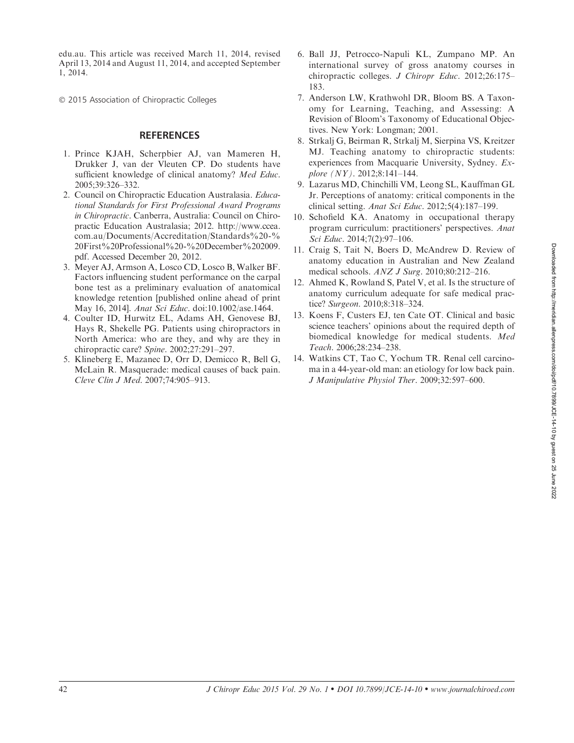edu.au. This article was received March 11, 2014, revised April 13, 2014 and August 11, 2014, and accepted September 1, 2014.

© 2015 Association of Chiropractic Colleges

## REFERENCES

1. Prince KJAH, Scherpbier AJ, van Mameren H, Drukker J, van der Vleuten CP. Do students have sufficient knowledge of clinical anatomy? *Med Educ*. 2005;39:326–332.
2. Council on Chiropractic Education Australasia. *Educational Standards for First Professional Award Programs in Chiropractic*. Canberra, Australia: Council on Chiropractic Education Australasia; 2012. http://www.ccea.com.au/Documents/Accreditation/Standards%20-%20First%20Professional%20-%20December%202009.pdf. Accessed December 20, 2012.
3. Meyer AJ, Armson A, Losco CD, Losco B, Walker BF. Factors influencing student performance on the carpal bone test as a preliminary evaluation of anatomical knowledge retention [published online ahead of print May 16, 2014]. *Anat Sci Educ*. doi:10.1002/ase.1464.
4. Coulter ID, Hurwitz EL, Adams AH, Genovese BJ, Hays R, Shekelle PG. Patients using chiropractors in North America: who are they, and why are they in chiropractic care? *Spine*. 2002;27:291–297.
5. Klineberg E, Mazanec D, Orr D, Demicco R, Bell G, McLain R. Masquerade: medical causes of back pain. *Cleve Clin J Med*. 2007;74:905–913.
6. Ball JJ, Petrocco-Napuli KL, Zumpano MP. An international survey of gross anatomy courses in chiropractic colleges. *J Chiropr Educ*. 2012;26:175–183.
7. Anderson LW, Krathwohl DR, Bloom BS. A Taxonomy for Learning, Teaching, and Assessing: A Revision of Bloom's Taxonomy of Educational Objectives. New York: Longman; 2001.
8. Strkalj G, Beirman R, Strkalj M, Sierpina VS, Kreitzer MJ. Teaching anatomy to chiropractic students: experiences from Macquarie University, Sydney. *Explore (NY)*. 2012;8:141–144.
9. Lazarus MD, Chinchilli VM, Leong SL, Kauffman GL Jr. Perceptions of anatomy: critical components in the clinical setting. *Anat Sci Educ*. 2012;5(4):187–199.
10. Schofield KA. Anatomy in occupational therapy program curriculum: practitioners' perspectives. *Anat Sci Educ*. 2014;7(2):97–106.
11. Craig S, Tait N, Boers D, McAndrew D. Review of anatomy education in Australian and New Zealand medical schools. *ANZ J Surg*. 2010;80:212–216.
12. Ahmed K, Rowland S, Patel V, et al. Is the structure of anatomy curriculum adequate for safe medical practice? *Surgeon*. 2010;8:318–324.
13. Koens F, Custers EJ, ten Cate OT. Clinical and basic science teachers' opinions about the required depth of biomedical knowledge for medical students. *Med Teach*. 2006;28:234–238.
14. Watkins CT, Tao C, Yochum TR. Renal cell carcinoma in a 44-year-old man: an etiology for low back pain. *J Manipulative Physiol Ther*. 2009;32:597–600.